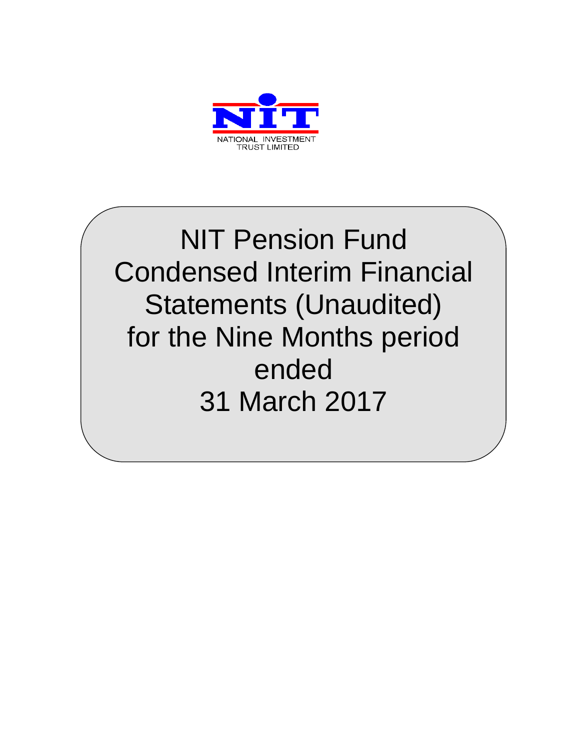NIT

NATIONAL INVESTMENT TRUST LIMITED

# NIT Pension Fund Condensed Interim Financial Statements (Unaudited) for the Nine Months period ended 31 March 2017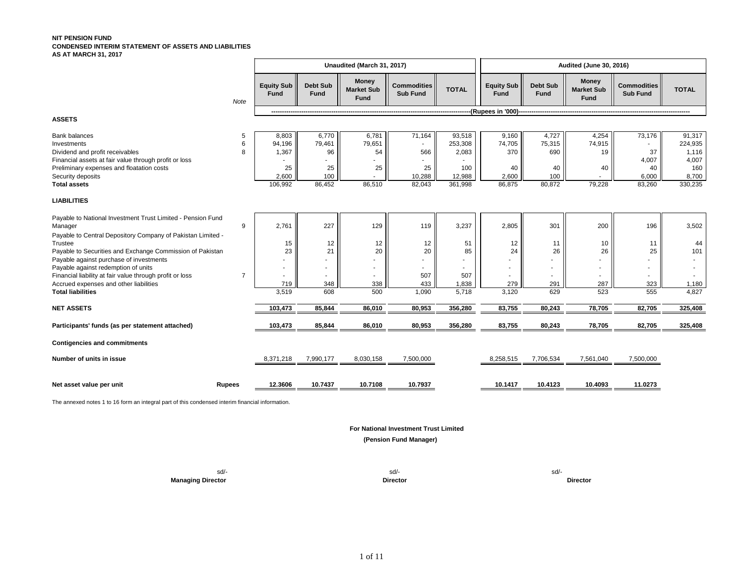**NIT PENSION FUND**
**CONDENSED INTERIM STATEMENT OF ASSETS AND LIABILITIES**
**AS AT MARCH 31, 2017**

| | Note | Unaudited (March 31, 2017) | | | | | Audited (June 30, 2016) | | | | |
|---|---|---|---|---|---|---|---|---|---|---|---|
| | | Equity Sub Fund | Debt Sub Fund | Money Market Sub Fund | Commodities Sub Fund | TOTAL | Equity Sub Fund | Debt Sub Fund | Money Market Sub Fund | Commodities Sub Fund | TOTAL |
| | | (Rupees in '000) | | | | | | | | | |
| **ASSETS** | | | | | | | | | | | |
| Bank balances | 5 | 8,803 | 6,770 | 6,781 | 71,164 | 93,518 | 9,160 | 4,727 | 4,254 | 73,176 | 91,317 |
| Investments | 6 | 94,196 | 79,461 | 79,651 | - | 253,308 | 74,705 | 75,315 | 74,915 | - | 224,935 |
| Dividend and profit receivables | 8 | 1,367 | 96 | 54 | 566 | 2,083 | 370 | 690 | 19 | 37 | 1,116 |
| Financial assets at fair value through profit or loss | | - | - | - | - | - | | | | 4,007 | 4,007 |
| Preliminary expenses and floatation costs | | 25 | 25 | 25 | 25 | 100 | 40 | 40 | 40 | 40 | 160 |
| Security deposits | | 2,600 | 100 | - | 10,288 | 12,988 | 2,600 | 100 | - | 6,000 | 8,700 |
| **Total assets** | | 106,992 | 86,452 | 86,510 | 82,043 | 361,998 | 86,875 | 80,872 | 79,228 | 83,260 | 330,235 |
| **LIABILITIES** | | | | | | | | | | | |
| Payable to National Investment Trust Limited - Pension Fund Manager | 9 | 2,761 | 227 | 129 | 119 | 3,237 | 2,805 | 301 | 200 | 196 | 3,502 |
| Payable to Central Depository Company of Pakistan Limited - Trustee | | 15 | 12 | 12 | 12 | 51 | 12 | 11 | 10 | 11 | 44 |
| Payable to Securities and Exchange Commission of Pakistan | | 23 | 21 | 20 | 20 | 85 | 24 | 26 | 26 | 25 | 101 |
| Payable against purchase of investments | | - | - | - | - | - | - | - | - | - | - |
| Payable against redemption of units | | - | - | - | - | - | - | - | - | - | - |
| Financial liability at fair value through profit or loss | 7 | - | - | - | 507 | 507 | - | - | - | - | - |
| Accrued expenses and other liabilities | | 719 | 348 | 338 | 433 | 1,838 | 279 | 291 | 287 | 323 | 1,180 |
| **Total liabilities** | | 3,519 | 608 | 500 | 1,090 | 5,718 | 3,120 | 629 | 523 | 555 | 4,827 |
| **NET ASSETS** | | 103,473 | 85,844 | 86,010 | 80,953 | 356,280 | 83,755 | 80,243 | 78,705 | 82,705 | 325,408 |
| **Participants' funds (as per statement attached)** | | 103,473 | 85,844 | 86,010 | 80,953 | 356,280 | 83,755 | 80,243 | 78,705 | 82,705 | 325,408 |
| **Contigencies and commitments** | | | | | | | | | | | |
| **Number of units in issue** | | 8,371,218 | 7,990,177 | 8,030,158 | 7,500,000 | | 8,258,515 | 7,706,534 | 7,561,040 | 7,500,000 | |
| **Net asset value per unit** | **Rupees** | 12.3606 | 10.7437 | 10.7108 | 10.7937 | | 10.1417 | 10.4123 | 10.4093 | 11.0273 | |

The annexed notes 1 to 16 form an integral part of this condensed interim financial information.

**For National Investment Trust Limited**
**(Pension Fund Manager)**

| sd/- | sd/- | sd/- |
|---|---|---|
| **Managing Director** | **Director** | **Director** |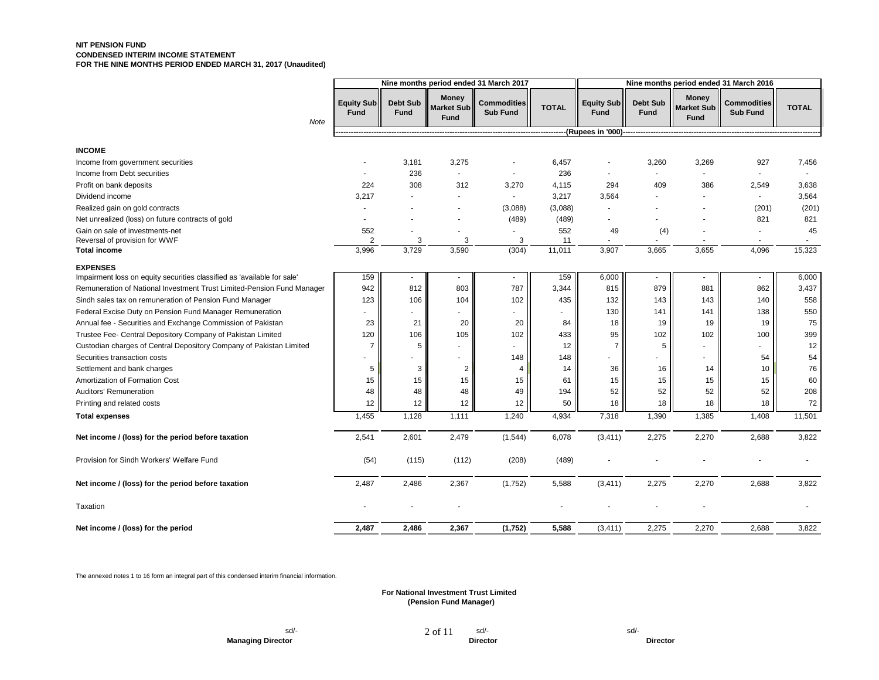**NIT PENSION FUND**
**CONDENSED INTERIM INCOME STATEMENT**
**FOR THE NINE MONTHS PERIOD ENDED MARCH 31, 2017 (Unaudited)**

| | Note | Nine months period ended 31 March 2017 | | | | | Nine months period ended 31 March 2016 | | | | |
|---|---|---|---|---|---|---|---|---|---|---|---|
| | | Equity Sub Fund | Debt Sub Fund | Money Market Sub Fund | Commodities Sub Fund | TOTAL | Equity Sub Fund | Debt Sub Fund | Money Market Sub Fund | Commodities Sub Fund | TOTAL |
| | | (Rupees in '000) | | | | | | | | | |
| **INCOME** | | | | | | | | | | | |
| Income from government securities | | - | 3,181 | 3,275 | - | 6,457 | - | 3,260 | 3,269 | 927 | 7,456 |
| Income from Debt securities | | - | 236 | - | - | 236 | - | - | - | - | - |
| Profit on bank deposits | | 224 | 308 | 312 | 3,270 | 4,115 | 294 | 409 | 386 | 2,549 | 3,638 |
| Dividend income | | 3,217 | - | - | - | 3,217 | 3,564 | - | - | - | 3,564 |
| Realized gain on gold contracts | | - | - | - | (3,088) | (3,088) | - | - | - | (201) | (201) |
| Net unrealized (loss) on future contracts of gold | | - | - | - | (489) | (489) | - | - | - | 821 | 821 |
| Gain on sale of investments-net | | 552 | - | - | - | 552 | 49 | (4) | - | - | 45 |
| Reversal of provision for WWF | | 2 | 3 | 3 | 3 | 11 | - | - | - | - | - |
| **Total income** | | 3,996 | 3,729 | 3,590 | (304) | 11,011 | 3,907 | 3,665 | 3,655 | 4,096 | 15,323 |
| **EXPENSES** | | | | | | | | | | | |
| Impairment loss on equity securities classified as 'available for sale' | | 159 | - | - | - | 159 | 6,000 | - | - | - | 6,000 |
| Remuneration of National Investment Trust Limited-Pension Fund Manager | | 942 | 812 | 803 | 787 | 3,344 | 815 | 879 | 881 | 862 | 3,437 |
| Sindh sales tax on remuneration of Pension Fund Manager | | 123 | 106 | 104 | 102 | 435 | 132 | 143 | 143 | 140 | 558 |
| Federal Excise Duty on Pension Fund Manager Remuneration | | - | - | - | - | - | 130 | 141 | 141 | 138 | 550 |
| Annual fee - Securities and Exchange Commission of Pakistan | | 23 | 21 | 20 | 20 | 84 | 18 | 19 | 19 | 19 | 75 |
| Trustee Fee- Central Depository Company of Pakistan Limited | | 120 | 106 | 105 | 102 | 433 | 95 | 102 | 102 | 100 | 399 |
| Custodian charges of Central Depository Company of Pakistan Limited | | 7 | 5 | - | - | 12 | 7 | 5 | - | - | 12 |
| Securities transaction costs | | - | - | - | 148 | 148 | - | - | - | 54 | 54 |
| Settlement and bank charges | | 5 | 3 | 2 | 4 | 14 | 36 | 16 | 14 | 10 | 76 |
| Amortization of Formation Cost | | 15 | 15 | 15 | 15 | 61 | 15 | 15 | 15 | 15 | 60 |
| Auditors' Remuneration | | 48 | 48 | 48 | 49 | 194 | 52 | 52 | 52 | 52 | 208 |
| Printing and related costs | | 12 | 12 | 12 | 12 | 50 | 18 | 18 | 18 | 18 | 72 |
| **Total expenses** | | 1,455 | 1,128 | 1,111 | 1,240 | 4,934 | 7,318 | 1,390 | 1,385 | 1,408 | 11,501 |
| **Net income / (loss) for the period before taxation** | | 2,541 | 2,601 | 2,479 | (1,544) | 6,078 | (3,411) | 2,275 | 2,270 | 2,688 | 3,822 |
| Provision for Sindh Workers' Welfare Fund | | (54) | (115) | (112) | (208) | (489) | - | - | - | - | - |
| **Net income / (loss) for the period before taxation** | | 2,487 | 2,486 | 2,367 | (1,752) | 5,588 | (3,411) | 2,275 | 2,270 | 2,688 | 3,822 |
| Taxation | | - | - | - | | - | - | - | - | | - |
| **Net income / (loss) for the period** | | **2,487** | **2,486** | **2,367** | **(1,752)** | **5,588** | (3,411) | 2,275 | 2,270 | 2,688 | 3,822 |

The annexed notes 1 to 16 form an integral part of this condensed interim financial information.

**For National Investment Trust Limited**
**(Pension Fund Manager)**

| sd/- | sd/- | sd/- |
|---|---|---|
| **Managing Director** | **Director** | **Director** |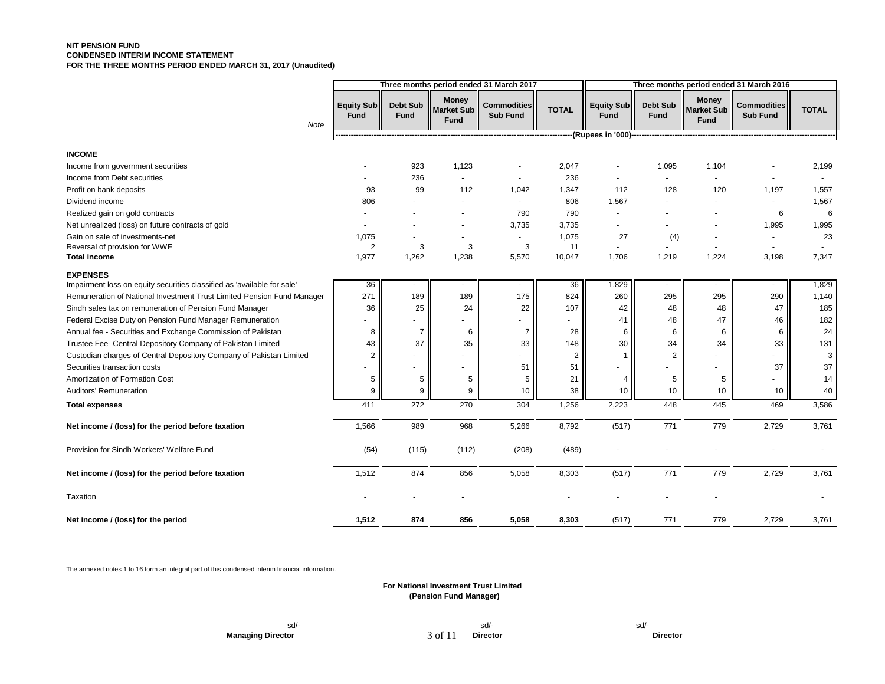**NIT PENSION FUND**
**CONDENSED INTERIM INCOME STATEMENT**
**FOR THE THREE MONTHS PERIOD ENDED MARCH 31, 2017 (Unaudited)**

| | Note | Three months period ended 31 March 2017 | | | | | Three months period ended 31 March 2016 | | | | |
|---|---|---|---|---|---|---|---|---|---|---|---|
| | | Equity Sub Fund | Debt Sub Fund | Money Market Sub Fund | Commodities Sub Fund | TOTAL | Equity Sub Fund | Debt Sub Fund | Money Market Sub Fund | Commodities Sub Fund | TOTAL |
| | | (Rupees in '000) | | | | | | | | | |
| **INCOME** | | | | | | | | | | | |
| Income from government securities | | - | 923 | 1,123 | - | 2,047 | - | 1,095 | 1,104 | - | 2,199 |
| Income from Debt securities | | - | 236 | - | - | 236 | - | - | - | - | - |
| Profit on bank deposits | | 93 | 99 | 112 | 1,042 | 1,347 | 112 | 128 | 120 | 1,197 | 1,557 |
| Dividend income | | 806 | - | - | - | 806 | 1,567 | - | - | - | 1,567 |
| Realized gain on gold contracts | | - | - | - | 790 | 790 | - | - | - | 6 | 6 |
| Net unrealized (loss) on future contracts of gold | | - | - | - | 3,735 | 3,735 | - | - | - | 1,995 | 1,995 |
| Gain on sale of investments-net | | 1,075 | - | - | - | 1,075 | 27 | (4) | - | - | 23 |
| Reversal of provision for WWF | | 2 | 3 | 3 | 3 | 11 | - | - | - | - | - |
| **Total income** | | 1,977 | 1,262 | 1,238 | 5,570 | 10,047 | 1,706 | 1,219 | 1,224 | 3,198 | 7,347 |
| **EXPENSES** | | | | | | | | | | | |
| Impairment loss on equity securities classified as 'available for sale' | | 36 | - | - | - | 36 | 1,829 | - | - | - | 1,829 |
| Remuneration of National Investment Trust Limited-Pension Fund Manager | | 271 | 189 | 189 | 175 | 824 | 260 | 295 | 295 | 290 | 1,140 |
| Sindh sales tax on remuneration of Pension Fund Manager | | 36 | 25 | 24 | 22 | 107 | 42 | 48 | 48 | 47 | 185 |
| Federal Excise Duty on Pension Fund Manager Remuneration | | - | - | - | - | - | 41 | 48 | 47 | 46 | 182 |
| Annual fee - Securities and Exchange Commission of Pakistan | | 8 | 7 | 6 | 7 | 28 | 6 | 6 | 6 | 6 | 24 |
| Trustee Fee- Central Depository Company of Pakistan Limited | | 43 | 37 | 35 | 33 | 148 | 30 | 34 | 34 | 33 | 131 |
| Custodian charges of Central Depository Company of Pakistan Limited | | 2 | - | - | - | 2 | 1 | 2 | - | - | 3 |
| Securities transaction costs | | - | - | - | 51 | 51 | - | - | - | 37 | 37 |
| Amortization of Formation Cost | | 5 | 5 | 5 | 5 | 21 | 4 | 5 | 5 | - | 14 |
| Auditors' Remuneration | | 9 | 9 | 9 | 10 | 38 | 10 | 10 | 10 | 10 | 40 |
| **Total expenses** | | 411 | 272 | 270 | 304 | 1,256 | 2,223 | 448 | 445 | 469 | 3,586 |
| **Net income / (loss) for the period before taxation** | | 1,566 | 989 | 968 | 5,266 | 8,792 | (517) | 771 | 779 | 2,729 | 3,761 |
| Provision for Sindh Workers' Welfare Fund | | (54) | (115) | (112) | (208) | (489) | - | - | - | - | - |
| **Net income / (loss) for the period before taxation** | | 1,512 | 874 | 856 | 5,058 | 8,303 | (517) | 771 | 779 | 2,729 | 3,761 |
| Taxation | | - | - | - | | - | - | - | - | | - |
| **Net income / (loss) for the period** | | **1,512** | **874** | **856** | **5,058** | **8,303** | (517) | 771 | 779 | 2,729 | 3,761 |

The annexed notes 1 to 16 form an integral part of this condensed interim financial information.

**For National Investment Trust Limited**
**(Pension Fund Manager)**

| sd/- | sd/- | sd/- |
|---|---|---|
| **Managing Director** | **Director** | **Director** |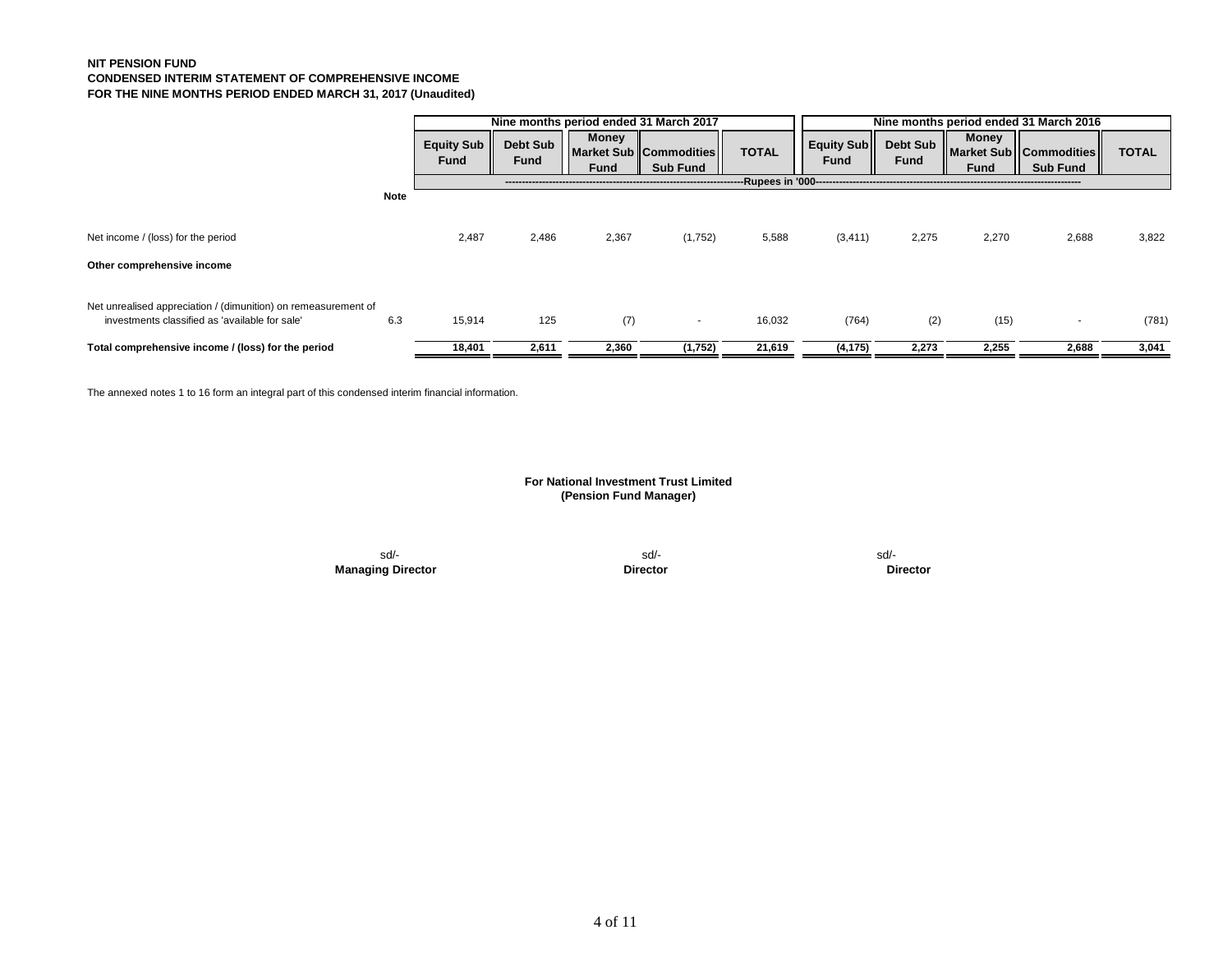**NIT PENSION FUND**
**CONDENSED INTERIM STATEMENT OF COMPREHENSIVE INCOME**
**FOR THE NINE MONTHS PERIOD ENDED MARCH 31, 2017 (Unaudited)**

| | | Nine months period ended 31 March 2017 | | | | | Nine months period ended 31 March 2016 | | | | |
|---|---|---|---|---|---|---|---|---|---|---|---|
| | | Equity Sub Fund | Debt Sub Fund | Money Market Sub Fund | Commodities Sub Fund | TOTAL | Equity Sub Fund | Debt Sub Fund | Money Market Sub Fund | Commodities Sub Fund | TOTAL |
| | Note | -----------------------------------Rupees in '000----------------------------------- | | | | | | | | | |
| Net income / (loss) for the period | | 2,487 | 2,486 | 2,367 | (1,752) | 5,588 | (3,411) | 2,275 | 2,270 | 2,688 | 3,822 |
| **Other comprehensive income** | | | | | | | | | | | |
| Net unrealised appreciation / (dimunition) on remeasurement of investments classified as 'available for sale' | 6.3 | 15,914 | 125 | (7) | - | 16,032 | (764) | (2) | (15) | - | (781) |
| **Total comprehensive income / (loss) for the period** | | **18,401** | **2,611** | **2,360** | **(1,752)** | **21,619** | **(4,175)** | **2,273** | **2,255** | **2,688** | **3,041** |

The annexed notes 1 to 16 form an integral part of this condensed interim financial information.

**For National Investment Trust Limited**
**(Pension Fund Manager)**

| sd/- | sd/- | sd/- |
|---|---|---|
| **Managing Director** | **Director** | **Director** |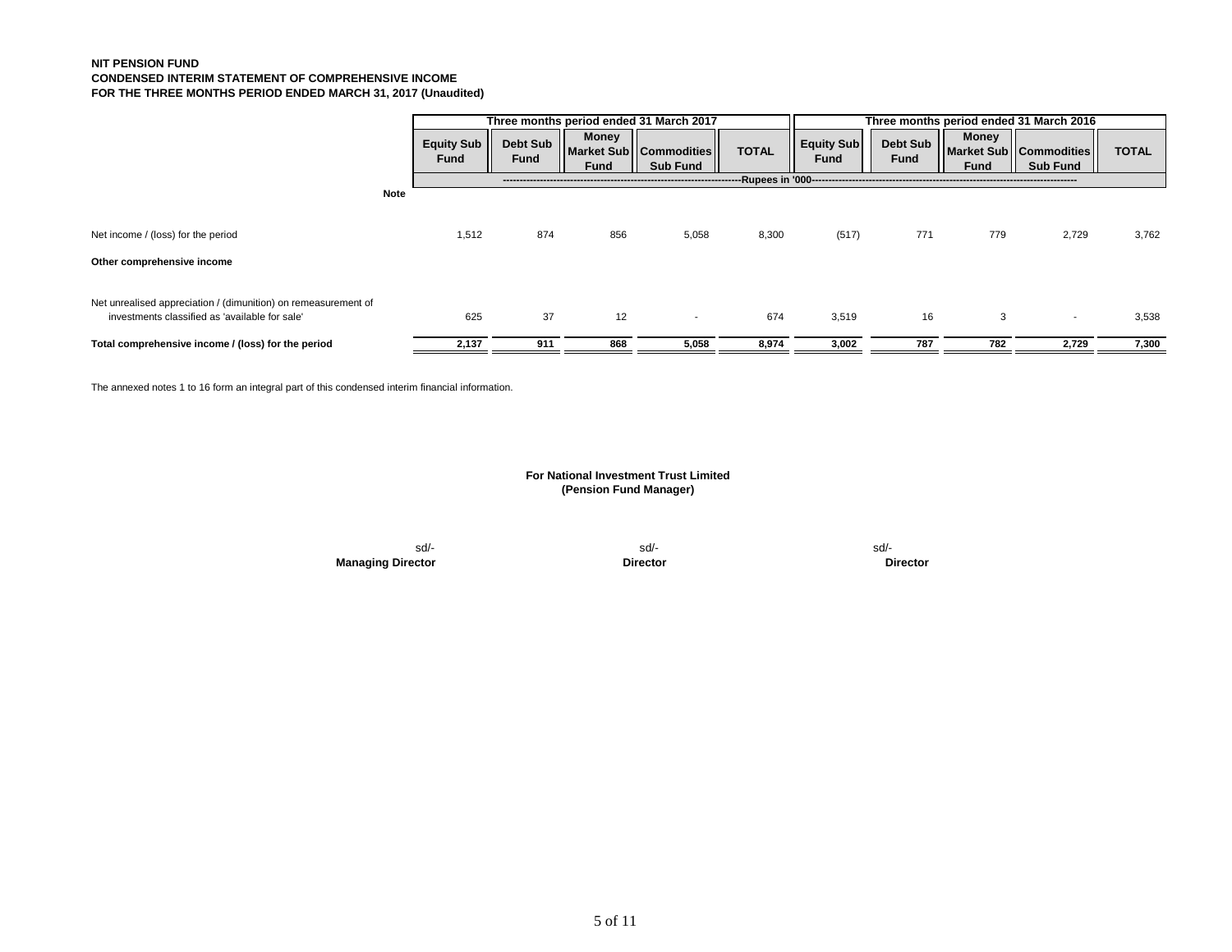**NIT PENSION FUND**
**CONDENSED INTERIM STATEMENT OF COMPREHENSIVE INCOME**
**FOR THE THREE MONTHS PERIOD ENDED MARCH 31, 2017 (Unaudited)**

| | Note | Three months period ended 31 March 2017 | | | | | Three months period ended 31 March 2016 | | | | |
|---|---|---|---|---|---|---|---|---|---|---|---|
| | | **Equity Sub Fund** | **Debt Sub Fund** | **Money Market Sub Fund** | **Commodities Sub Fund** | **TOTAL** | **Equity Sub Fund** | **Debt Sub Fund** | **Money Market Sub Fund** | **Commodities Sub Fund** | **TOTAL** |
| | | ----------Rupees in '000---------- | | | | | | | | | |
| Net income / (loss) for the period | | 1,512 | 874 | 856 | 5,058 | 8,300 | (517) | 771 | 779 | 2,729 | 3,762 |
| **Other comprehensive income** | | | | | | | | | | | |
| Net unrealised appreciation / (dimunition) on remeasurement of investments classified as 'available for sale' | | 625 | 37 | 12 | - | 674 | 3,519 | 16 | 3 | - | 3,538 |
| **Total comprehensive income / (loss) for the period** | | **2,137** | **911** | **868** | **5,058** | **8,974** | **3,002** | **787** | **782** | **2,729** | **7,300** |

The annexed notes 1 to 16 form an integral part of this condensed interim financial information.

**For National Investment Trust Limited**
**(Pension Fund Manager)**

| sd/- | sd/- | sd/- |
|---|---|---|
| **Managing Director** | **Director** | **Director** |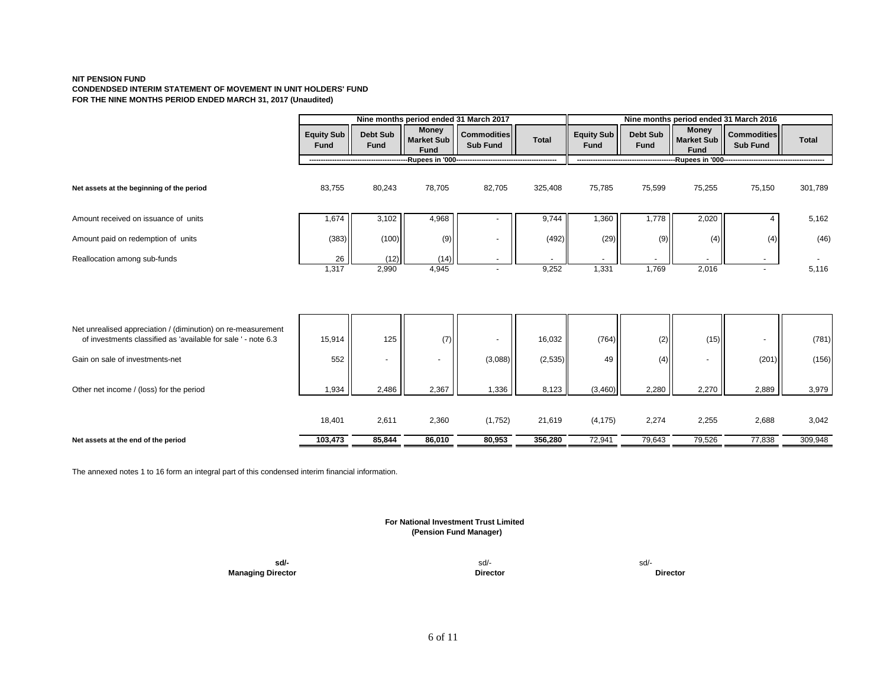**NIT PENSION FUND**
**CONDENDSED INTERIM STATEMENT OF MOVEMENT IN UNIT HOLDERS' FUND**
**FOR THE NINE MONTHS PERIOD ENDED MARCH 31, 2017 (Unaudited)**

| | Nine months period ended 31 March 2017 | | | | | Nine months period ended 31 March 2016 | | | | |
|---|---|---|---|---|---|---|---|---|---|---|
| | Equity Sub Fund | Debt Sub Fund | Money Market Sub Fund | Commodities Sub Fund | Total | Equity Sub Fund | Debt Sub Fund | Money Market Sub Fund | Commodities Sub Fund | Total |
| | Rupees in '000 | | | | | Rupees in '000 | | | | |
| **Net assets at the beginning of the period** | 83,755 | 80,243 | 78,705 | 82,705 | 325,408 | 75,785 | 75,599 | 75,255 | 75,150 | 301,789 |
| Amount received on issuance of units | 1,674 | 3,102 | 4,968 | - | 9,744 | 1,360 | 1,778 | 2,020 | 4 | 5,162 |
| Amount paid on redemption of units | (383) | (100) | (9) | - | (492) | (29) | (9) | (4) | (4) | (46) |
| Reallocation among sub-funds | 26 | (12) | (14) | - | - | - | - | - | - | - |
| | 1,317 | 2,990 | 4,945 | - | 9,252 | 1,331 | 1,769 | 2,016 | - | 5,116 |
| Net unrealised appreciation / (diminution) on re-measurement of investments classified as 'available for sale ' - note 6.3 | 15,914 | 125 | (7) | - | 16,032 | (764) | (2) | (15) | - | (781) |
| Gain on sale of investments-net | 552 | - | - | (3,088) | (2,535) | 49 | (4) | - | (201) | (156) |
| Other net income / (loss) for the period | 1,934 | 2,486 | 2,367 | 1,336 | 8,123 | (3,460) | 2,280 | 2,270 | 2,889 | 3,979 |
| | 18,401 | 2,611 | 2,360 | (1,752) | 21,619 | (4,175) | 2,274 | 2,255 | 2,688 | 3,042 |
| **Net assets at the end of the period** | **103,473** | **85,844** | **86,010** | **80,953** | **356,280** | 72,941 | 79,643 | 79,526 | 77,838 | 309,948 |

The annexed notes 1 to 16 form an integral part of this condensed interim financial information.

**For National Investment Trust Limited**
**(Pension Fund Manager)**

| **sd/-** | sd/- | sd/- |
|---|---|---|
| **Managing Director** | **Director** | **Director** |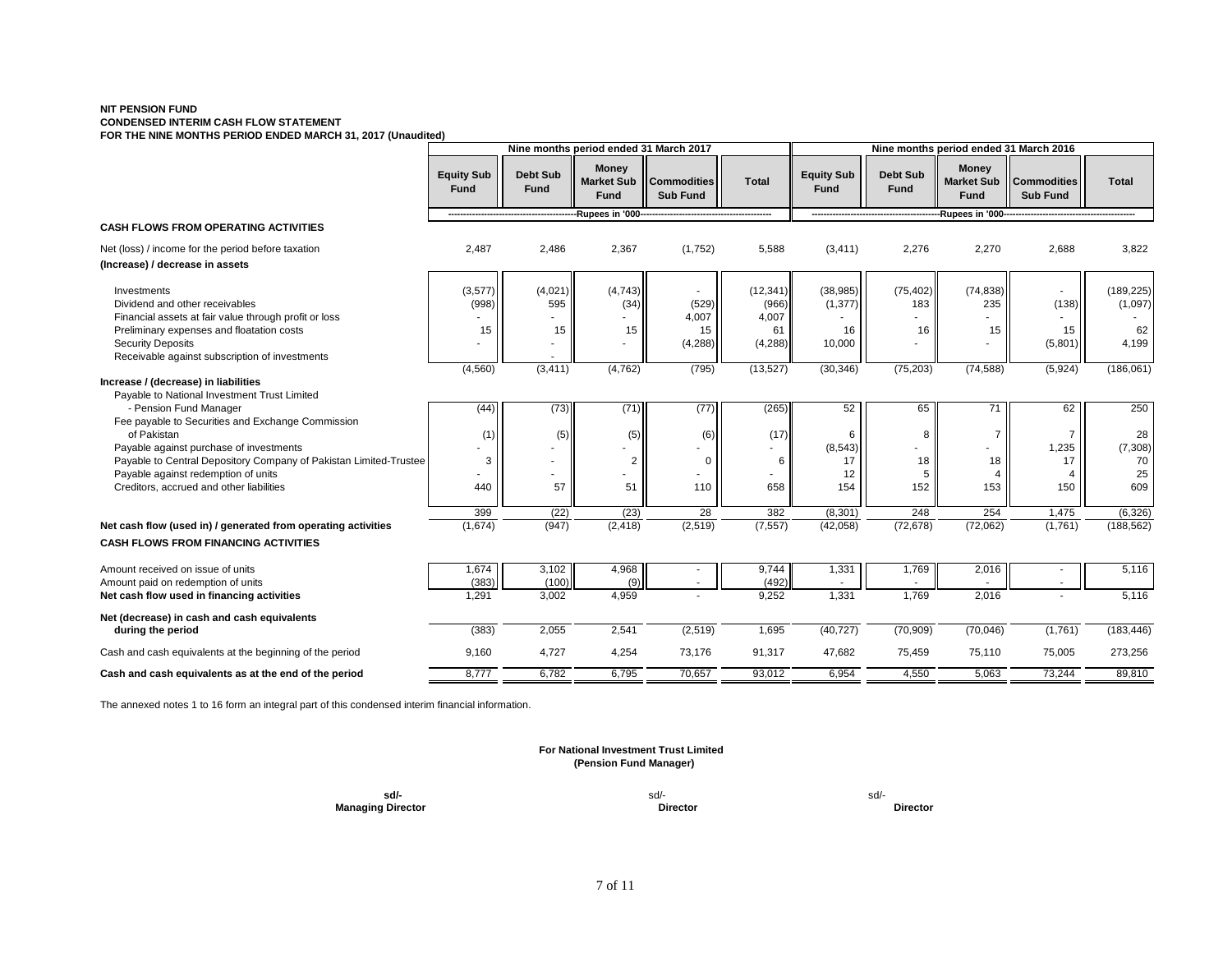**NIT PENSION FUND**
**CONDENSED INTERIM CASH FLOW STATEMENT**
**FOR THE NINE MONTHS PERIOD ENDED MARCH 31, 2017 (Unaudited)**

| | Nine months period ended 31 March 2017 | | | | | Nine months period ended 31 March 2016 | | | | |
|---|---|---|---|---|---|---|---|---|---|---|
| | **Equity Sub Fund** | **Debt Sub Fund** | **Money Market Sub Fund** | **Commodities Sub Fund** | **Total** | **Equity Sub Fund** | **Debt Sub Fund** | **Money Market Sub Fund** | **Commodities Sub Fund** | **Total** |
| | Rupees in '000 | | | | | Rupees in '000 | | | | |
| **CASH FLOWS FROM OPERATING ACTIVITIES** | | | | | | | | | | |
| Net (loss) / income for the period before taxation | 2,487 | 2,486 | 2,367 | (1,752) | 5,588 | (3,411) | 2,276 | 2,270 | 2,688 | 3,822 |
| **(Increase) / decrease in assets** | | | | | | | | | | |
| Investments | (3,577) | (4,021) | (4,743) | - | (12,341) | (38,985) | (75,402) | (74,838) | - | (189,225) |
| Dividend and other receivables | (998) | 595 | (34) | (529) | (966) | (1,377) | 183 | 235 | (138) | (1,097) |
| Financial assets at fair value through profit or loss | - | - | - | 4,007 | 4,007 | - | - | - | - | - |
| Preliminary expenses and floatation costs | 15 | 15 | 15 | 15 | 61 | 16 | 16 | 15 | 15 | 62 |
| Security Deposits | - | - | - | (4,288) | (4,288) | 10,000 | - | - | (5,801) | 4,199 |
| Receivable against subscription of investments | | - | | | | | | | | |
| | (4,560) | (3,411) | (4,762) | (795) | (13,527) | (30,346) | (75,203) | (74,588) | (5,924) | (186,061) |
| **Increase / (decrease) in liabilities** | | | | | | | | | | |
| Payable to National Investment Trust Limited - Pension Fund Manager | (44) | (73) | (71) | (77) | (265) | 52 | 65 | 71 | 62 | 250 |
| Fee payable to Securities and Exchange Commission of Pakistan | (1) | (5) | (5) | (6) | (17) | 6 | 8 | 7 | 7 | 28 |
| Payable against purchase of investments | - | - | - | - | - | (8,543) | - | - | 1,235 | (7,308) |
| Payable to Central Depository Company of Pakistan Limited-Trustee | 3 | - | 2 | 0 | 6 | 17 | 18 | 18 | 17 | 70 |
| Payable against redemption of units | - | - | - | - | - | 12 | 5 | 4 | 4 | 25 |
| Creditors, accrued and other liabilities | 440 | 57 | 51 | 110 | 658 | 154 | 152 | 153 | 150 | 609 |
| | 399 | (22) | (23) | 28 | 382 | (8,301) | 248 | 254 | 1,475 | (6,326) |
| **Net cash flow (used in) / generated from operating activities** | (1,674) | (947) | (2,418) | (2,519) | (7,557) | (42,058) | (72,678) | (72,062) | (1,761) | (188,562) |
| **CASH FLOWS FROM FINANCING ACTIVITIES** | | | | | | | | | | |
| Amount received on issue of units | 1,674 | 3,102 | 4,968 | - | 9,744 | 1,331 | 1,769 | 2,016 | - | 5,116 |
| Amount paid on redemption of units | (383) | (100) | (9) | - | (492) | - | - | - | - | |
| **Net cash flow used in financing activities** | 1,291 | 3,002 | 4,959 | - | 9,252 | 1,331 | 1,769 | 2,016 | - | 5,116 |
| **Net (decrease) in cash and cash equivalents during the period** | (383) | 2,055 | 2,541 | (2,519) | 1,695 | (40,727) | (70,909) | (70,046) | (1,761) | (183,446) |
| Cash and cash equivalents at the beginning of the period | 9,160 | 4,727 | 4,254 | 73,176 | 91,317 | 47,682 | 75,459 | 75,110 | 75,005 | 273,256 |
| **Cash and cash equivalents as at the end of the period** | 8,777 | 6,782 | 6,795 | 70,657 | 93,012 | 6,954 | 4,550 | 5,063 | 73,244 | 89,810 |

The annexed notes 1 to 16 form an integral part of this condensed interim financial information.

**For National Investment Trust Limited**
**(Pension Fund Manager)**

| **sd/-** | sd/- | sd/- |
|---|---|---|
| **Managing Director** | **Director** | **Director** |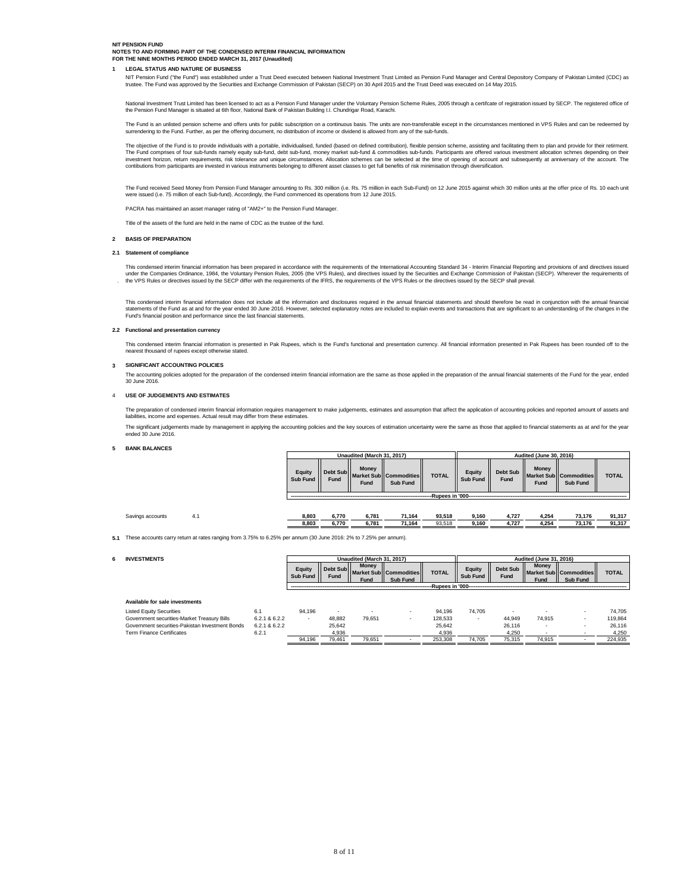**NIT PENSION FUND**
**NOTES TO AND FORMING PART OF THE CONDENSED INTERIM FINANCIAL INFORMATION**
**FOR THE NINE MONTHS PERIOD ENDED MARCH 31, 2017 (Unaudited)**

## 1 LEGAL STATUS AND NATURE OF BUSINESS

NIT Pension Fund ("the Fund") was established under a Trust Deed executed between National Investment Trust Limited as Pension Fund Manager and Central Depository Company of Pakistan Limited (CDC) as trustee. The Fund was approved by the Securities and Exchange Commission of Pakistan (SECP) on 30 April 2015 and the Trust Deed was executed on 14 May 2015.

National Investment Trust Limited has been licensed to act as a Pension Fund Manager under the Voluntary Pension Scheme Rules, 2005 through a certifcate of registration issued by SECP. The registered office of the Pension Fund Manager is situated at 6th floor, National Bank of Pakistan Building I.I. Chundrigar Road, Karachi.

The Fund is an unlisted pension scheme and offers units for public subscription on a continuous basis. The units are non-transferable except in the circumstances mentioned in VPS Rules and can be redeemed by surrendering to the Fund. Further, as per the offering document, no distribution of income or dividend is allowed from any of the sub-funds.

The objective of the Fund is to provide individuals with a portable, individualised, funded (based on defined contribution), flexible pension scheme, assisting and facilitating them to plan and provide for their retirment. The Fund comprises of four sub-funds namely equity sub-fund, debt sub-fund, money market sub-fund & commodities sub-funds. Participants are offered various investment allocation schmes depending on their investment horizon, return requirements, risk tolerance and unique circumstances. Allocation schemes can be selected at the time of opening of account and subsequently at anniversary of the account. The contibutions from participants are invested in various instruments belonging to different asset classes to get full benefits of risk minimisation through diversification.

The Fund received Seed Money from Pension Fund Manager amounting to Rs. 300 million (i.e. Rs. 75 million in each Sub-Fund) on 12 June 2015 against which 30 million units at the offer price of Rs. 10 each unit were issued (i.e. 75 million of each Sub-fund). Accordingly, the Fund commenced its operations from 12 June 2015.

PACRA has maintained an asset manager rating of "AM2+" to the Pension Fund Manager.

Title of the assets of the fund are held in the name of CDC as the trustee of the fund.

## 2 BASIS OF PREPARATION

### 2.1 Statement of compliance

This condensed interim financial information has been prepared in accordance with the requirements of the International Accounting Standard 34 - Interim Financial Reporting and provisions of and directives issued under the Companies Ordinance, 1984, the Voluntary Pension Rules, 2005 (the VPS Rules), and directives issued by the Securities and Exchange Commission of Pakistan (SECP). Wherever the requirements of the VPS Rules or directives issued by the SECP differ with the requirements of the IFRS, the requirements of the VPS Rules or the directives issued by the SECP shall prevail.

This condensed interim financial information does not include all the information and disclosures required in the annual financial statements and should therefore be read in conjunction with the annual financial statements of the Fund as at and for the year ended 30 June 2016. However, selected explanatory notes are included to explain events and transactions that are significant to an understanding of the changes in the Fund's financial position and performance since the last financial statements.

### 2.2 Functional and presentation currency

This condensed interim financial information is presented in Pak Rupees, which is the Fund's functional and presentation currency. All financial information presented in Pak Rupees has been rounded off to the nearest thousand of rupees except otherwise stated.

## 3 SIGNIFICANT ACCOUNTING POLICIES

The accounting policies adopted for the preparation of the condensed interim financial information are the same as those applied in the preparation of the annual financial statements of the Fund for the year, ended 30 June 2016.

## 4 USE OF JUDGEMENTS AND ESTIMATES

The preparation of condensed interim financial information requires management to make judgements, estimates and assumption that affect the application of accounting policies and reported amount of assets and liabilities, income and expenses. Actual result may differ from these estimates.

The significant judgements made by management in applying the accounting policies and the key sources of estimation uncertainty were the same as those that applied to financial statements as at and for the year ended 30 June 2016.

## 5 BANK BALANCES

| | | Unaudited (March 31, 2017) | | | | | Audited (June 30, 2016) | | | | |
|---|---|---|---|---|---|---|---|---|---|---|---|
| | | Equity Sub Fund | Debt Sub Fund | Money Market Sub Fund | Commodities Sub Fund | TOTAL | Equity Sub Fund | Debt Sub Fund | Money Market Sub Fund | Commodities Sub Fund | TOTAL |
| | | Rupees in '000 | | | | | | | | | |
| Savings accounts | 4.1 | 8,803 | 6,770 | 6,781 | 71,164 | 93,518 | 9,160 | 4,727 | 4,254 | 73,176 | 91,317 |
| | | 8,803 | 6,770 | 6,781 | 71,164 | 93,518 | 9,160 | 4,727 | 4,254 | 73,176 | 91,317 |

5.1 These accounts carry return at rates ranging from 3.75% to 6.25% per annum (30 June 2016: 2% to 7.25% per annum).

## 6 INVESTMENTS

| | | Unaudited (March 31, 2017) | | | | | Audited (June 31, 2016) | | | | |
|---|---|---|---|---|---|---|---|---|---|---|---|
| | | Equity Sub Fund | Debt Sub Fund | Money Market Sub Fund | Commodities Sub Fund | TOTAL | Equity Sub Fund | Debt Sub Fund | Money Market Sub Fund | Commodities Sub Fund | TOTAL |
| | | Rupees in '000 | | | | | | | | | |
| **Available for sale investments** | | | | | | | | | | | |
| Listed Equity Securities | 6.1 | 94,196 | - | - | - | 94,196 | 74,705 | - | - | - | 74,705 |
| Government securities-Market Treasury Bills | 6.2.1 & 6.2.2 | - | 48,882 | 79,651 | - | 128,533 | - | 44,949 | 74,915 | - | 119,864 |
| Government securities-Pakistan Investment Bonds | 6.2.1 & 6.2.2 | | 25,642 | | | 25,642 | | 26,116 | - | - | 26,116 |
| Term Finance Certificates | 6.2.1 | | 4,936 | | | 4,936 | | 4,250 | - | - | 4,250 |
| | | 94,196 | 79,461 | 79,651 | - | 253,308 | 74,705 | 75,315 | 74,915 | - | 224,935 |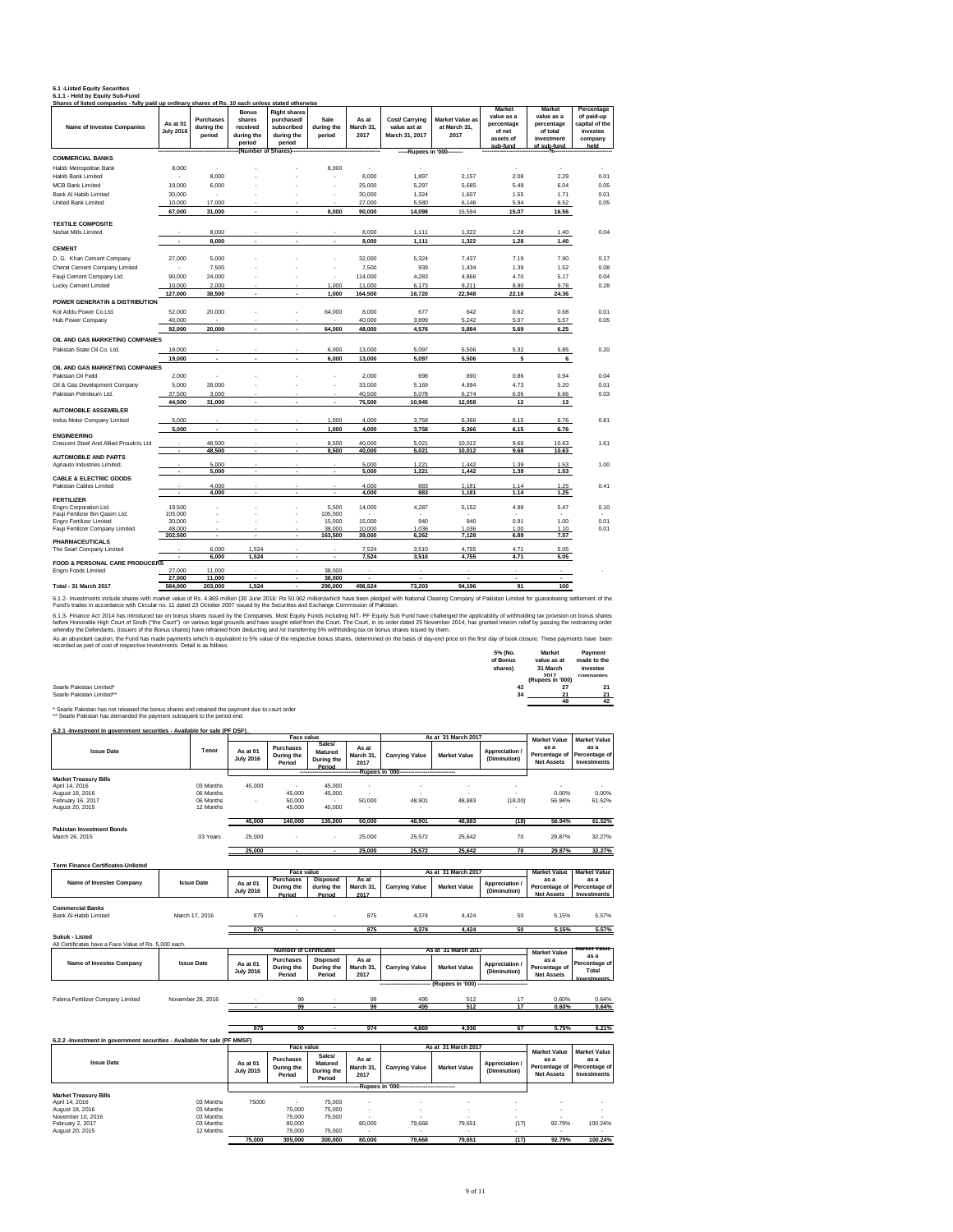**6.1 -Listed Equity Securities**

**6.1.1 - Held by Equity Sub-Fund**

**Shares of listed companies - fully paid up ordinary shares of Rs. 10 each unless stated otherwise**

| Name of Investee Companies | As at 01 July 2016 | Purchases during the period | Bonus shares received during the period | Right shares purchased/ subscribed during the period | Sale during the period | As at March 31, 2017 | Cost/ Carrying value as at March 31, 2017 | Market Value as at March 31, 2017 | Market value as a percentage of net assets of sub-fund | Market value as a percentage of total investment of sub-fund | Percentage of paid-up capital of the investee company held |
|---|---|---|---|---|---|---|---|---|---|---|---|
| | (Number of Shares) | | | | | | -----Rupees in '000-------- | | % | | |
| **COMMERCIAL BANKS** | | | | | | | | | | | |
| Habib Metropolitan Bank | 8,000 | - | - | - | 8,000 | - | - | - | - | - | - |
| Habib Bank Limited | - | 8,000 | - | - | - | 8,000 | 1,897 | 2,157 | 2.08 | 2.29 | 0.01 |
| MCB Bank Limited | 19,000 | 6,000 | - | - | - | 25,000 | 5,297 | 5,685 | 5.49 | 6.04 | 0.05 |
| Bank Al Habib Limited | 30,000 | - | - | - | - | 30,000 | 1,324 | 1,607 | 1.55 | 1.71 | 0.01 |
| United Bank Limited | 10,000 | 17,000 | - | - | - | 27,000 | 5,580 | 6,146 | 5.94 | 6.52 | 0.05 |
| | 67,000 | 31,000 | - | - | 8,000 | 90,000 | 14,098 | 15,594 | 15.07 | 16.56 | |
| **TEXTILE COMPOSITE** | | | | | | | | | | | |
| Nishat Mills Limited | - | 8,000 | - | - | - | 8,000 | 1,111 | 1,322 | 1.28 | 1.40 | 0.04 |
| | - | 8,000 | - | - | - | 8,000 | 1,111 | 1,322 | 1.28 | 1.40 | |
| **CEMENT** | | | | | | | | | | | |
| D. G. Khan Cement Company | 27,000 | 5,000 | - | - | - | 32,000 | 5,324 | 7,437 | 7.19 | 7.90 | 0.17 |
| Cherat Cement Company Limited | - | 7,500 | - | - | - | 7,500 | 939 | 1,434 | 1.39 | 1.52 | 0.08 |
| Fauji Cement Company Ltd. | 90,000 | 24,000 | - | - | - | 114,000 | 4,283 | 4,866 | 4.70 | 5.17 | 0.04 |
| Lucky Cement Limited | 10,000 | 2,000 | - | - | 1,000 | 11,000 | 6,173 | 9,211 | 8.90 | 9.78 | 0.28 |
| | 127,000 | 38,500 | - | - | 1,000 | 164,500 | 16,720 | 22,948 | 22.18 | 24.36 | |
| **POWER GENERATIN & DISTRIBUTION** | | | | | | | | | | | |
| Kot Addu Power Co.Ltd. | 52,000 | 20,000 | - | - | 64,000 | 8,000 | 677 | 642 | 0.62 | 0.68 | 0.01 |
| Hub Power Company | 40,000 | - | - | - | - | 40,000 | 3,899 | 5,242 | 5.07 | 5.57 | 0.05 |
| | 92,000 | 20,000 | - | - | 64,000 | 48,000 | 4,576 | 5,884 | 5.69 | 6.25 | |
| **OIL AND GAS MARKETING COMPANIES** | | | | | | | | | | | |
| Pakistan State Oil Co. Ltd. | 19,000 | - | - | - | 6,000 | 13,000 | 5,097 | 5,506 | 5.32 | 5.85 | 0.20 |
| | 19,000 | - | - | - | 6,000 | 13,000 | 5,097 | 5,506 | 5 | 6 | |
| **OIL AND GAS MARKETING COMPANIES** | | | | | | | | | | | |
| Pakistan Oil Field | 2,000 | - | - | - | - | 2,000 | 698 | 890 | 0.86 | 0.94 | 0.04 |
| Oil & Gas Development Company | 5,000 | 28,000 | - | - | - | 33,000 | 5,169 | 4,894 | 4.73 | 5.20 | 0.01 |
| Pakistan Petroleum Ltd. | 37,500 | 3,000 | - | - | - | 40,500 | 5,078 | 6,274 | 6.06 | 6.66 | 0.03 |
| | 44,500 | 31,000 | - | - | - | 75,500 | 10,945 | 12,058 | 12 | 13 | |
| **AUTOMOBILE ASSEMBLER** | | | | | | | | | | | |
| Indus Motor Company Limited | 5,000 | - | - | - | 1,000 | 4,000 | 3,758 | 6,366 | 6.15 | 6.76 | 0.81 |
| | 5,000 | - | - | - | 1,000 | 4,000 | 3,758 | 6,366 | 6.15 | 6.76 | |
| **ENGINEERING** | | | | | | | | | | | |
| Crescent Steel And Allied Prouducts Ltd | - | 48,500 | - | - | 8,500 | 40,000 | 5,021 | 10,012 | 9.68 | 10.63 | 1.61 |
| | - | 48,500 | - | - | 8,500 | 40,000 | 5,021 | 10,012 | 9.68 | 10.63 | |
| **AUTOMOBILE AND PARTS** | | | | | | | | | | | |
| Agriauto Industries Limited. | - | 5,000 | - | - | - | 5,000 | 1,221 | 1,442 | 1.39 | 1.53 | 1.00 |
| | - | 5,000 | - | - | - | 5,000 | 1,221 | 1,442 | 1.39 | 1.53 | |
| **CABLE & ELECTRIC GOODS** | | | | | | | | | | | |
| Pakistan Cables Limited | - | 4,000 | - | - | - | 4,000 | 883 | 1,181 | 1.14 | 1.25 | 0.41 |
| | - | 4,000 | - | - | - | 4,000 | 883 | 1,181 | 1.14 | 1.25 | |
| **FERTILIZER** | | | | | | | | | | | |
| Engro Corporation Ltd. | 19,500 | - | - | - | 5,500 | 14,000 | 4,287 | 5,152 | 4.98 | 5.47 | 0.10 |
| Fauji Fertilizer Bin Qasim Ltd. | 105,000 | - | - | - | 105,000 | - | - | - | - | - | - |
| Engro Fertilizer Limited | 30,000 | - | - | - | 15,000 | 15,000 | 940 | 940 | 0.91 | 1.00 | 0.01 |
| Fauji Fertilizer Company Limited | 48,000 | - | - | - | 38,000 | 10,000 | 1,036 | 1,036 | 1.00 | 1.10 | 0.01 |
| | 202,500 | - | - | - | 163,500 | 39,000 | 6,262 | 7,128 | 6.89 | 7.57 | |
| **PHARMACEUTICALS** | | | | | | | | | | | |
| The Searl Company Limited | - | 6,000 | 1,524 | - | - | 7,524 | 3,510 | 4,755 | 4.71 | 5.05 | |
| | - | 6,000 | 1,524 | - | - | 7,524 | 3,510 | 4,755 | 4.71 | 5.05 | |
| **FOOD & PERSONAL CARE PRODUCERS** | | | | | | | | | | | |
| Engro Foods Limited | 27,000 | 11,000 | - | - | 38,000 | - | - | - | - | - | - |
| | 27,000 | 11,000 | - | - | 38,000 | - | - | - | - | - | |
| **Total - 31 March 2017** | **584,000** | **203,000** | **1,524** | **-** | **290,000** | **498,524** | **73,203** | **94,196** | **91** | **100** | |

6.1.2- Investments include shares with market value of Rs. 4.869 million (30 June 2016: Rs 50.062 million)which have been pledged with National Clearing Company of Pakistan Limited for guaranteeing settlement of the Fund's trades in accordance with Circular no. 11 dated 23 October 2007 issued by the Securities and Exchange Commission of Pakistan.

6.1.3- Finance Act 2014 has introduced tax on bonus shares issued by the Companies. Most Equity Funds including NIT- PF Equity Sub Fund have challenged the applicability of withholding tax provision on bonus shares before Honorable High Court of Sindh ("the Court") on various legal grounds and have sought relief from the Court. The Court, in its order dated 25 November 2014, has granted interim relief by passing the restraining order whereby the Defendants, (issuers of the Bonus shares) have refrained from deducting and /or transferring 5% withholding tax on bonus shares issued by them.

As an abundant caution, the Fund has made payments which is equivalent to 5% value of the respective bonus shares, determined on the basis of day-end price on the first day of book closure. These payments have been recorded as part of cost of respective investments. Detail is as follows.

| | 5% (No. of Bonus shares) | Market value as at 31 March 2017 | Payment made to the investee companies |
|---|---|---|---|
| | | (Rupees in '000) | |
| Searle Pakistan Limited* | 42 | 27 | 21 |
| Searle Pakistan Limited** | 34 | 21 | 21 |
| | | 48 | 42 |

\* Searle Pakistan has not released the bonus shares and retained the payment due to court order

\*\* Searle Pakistan has demanded the payment subsequent to the period end.

**6.2.1 -Investment in government securities - Available for sale (PF DSF)**

| Issue Date | Tenor | Face value: As at 01 July 2016 | Purchases During the Period | Sales/ Matured During the Period | As at March 31, 2017 | As at 31 March 2017: Carrying Value | Market Value | Appreciation / (Diminution) | Market Value as a Percentage of Net Assets | Market Value as a Percentage of Investments |
|---|---|---|---|---|---|---|---|---|---|---|
| | | ---Rupees in '000--- | | | | | | | | |
| **Market Treasury Bills** | | | | | | | | | | |
| April 14, 2016 | 03 Months | 45,000 | - | 45,000 | - | - | - | - | - | - |
| August 18, 2016 | 06 Months | | 45,000 | 45,000 | - | - | - | - | 0.00% | 0.00% |
| February 16, 2017 | 06 Months | - | 50,000 | - | 50,000 | 48,901 | 48,883 | (18.00) | 56.94% | 61.52% |
| August 20, 2015 | 12 Months | | 45,000 | 45,000 | - | - | - | - | - | - |
| | | 45,000 | 140,000 | 135,000 | 50,000 | 48,901 | 48,883 | (18) | 56.94% | 61.52% |
| **Pakistan Investment Bonds** | | | | | | | | | | |
| March 26, 2015 | 03 Years | 25,000 | - | - | 25,000 | 25,572 | 25,642 | 70 | 29.87% | 32.27% |
| | | 25,000 | - | - | 25,000 | 25,572 | 25,642 | 70 | 29.87% | 32.27% |

**Term Finance Certificates-Unlisted**

| Name of Investee Company | Issue Date | Face value: As at 01 July 2016 | Purchases During the Period | Disposed during the Period | As at March 31, 2017 | As at 31 March 2017: Carrying Value | Market Value | Appreciation / (Diminution) | Market Value as a Percentage of Net Assets | Market Value as a Percentage of Investments |
|---|---|---|---|---|---|---|---|---|---|---|
| **Commercial Banks** | | | | | | | | | | |
| Bank Al-Habib Limited | March 17, 2016 | 875 | - | - | 875 | 4,374 | 4,424 | 50 | 5.15% | 5.57% |
| | | 875 | - | - | 875 | 4,374 | 4,424 | 50 | 5.15% | 5.57% |

**Sukuk - Listed**

All Certificates have a Face Value of Rs. 5,000 each.

| Name of Investee Company | Issue Date | Number of Certificates: As at 01 July 2016 | Purchases During the Period | Disposed During the Period | As at March 31, 2017 | As at 31 March 2017: Carrying Value | Market Value | Appreciation / (Diminution) | Market Value as a Percentage of Net Assets | Market Value as a Percentage of Total Investments |
|---|---|---|---|---|---|---|---|---|---|---|
| | | | | | | (Rupees in '000) | | | | |
| Fatima Fertilizer Company Limited | November 28, 2016 | - | 99 | - | 99 | 495 | 512 | 17 | 0.60% | 0.64% |
| | | - | 99 | - | 99 | 495 | 512 | 17 | 0.60% | 0.64% |
| | | 875 | 99 | - | 974 | 4,869 | 4,936 | 67 | 5.75% | 6.21% |

**6.2.2 -Investment in government securities - Available for sale (PF MMSF)**

| Issue Date | Tenor | Face value: As at 01 July 2015 | Purchases During the Period | Sales/ Matured During the Period | As at March 31, 2017 | As at 31 March 2017: Carrying Value | Market Value | Appreciation / (Diminution) | Market Value as a Percentage of Net Assets | Market Value as a Percentage of Investments |
|---|---|---|---|---|---|---|---|---|---|---|
| | | ---Rupees in '000--- | | | | | | | | |
| **Market Treasury Bills** | | | | | | | | | | |
| April 14, 2016 | 03 Months | 75000 | - | 75,000 | - | - | - | - | - | - |
| August 18, 2016 | 06 Months | | 75,000 | 75,000 | - | - | - | - | - | - |
| November 10, 2016 | 03 Months | | 75,000 | 75,000 | - | - | - | - | - | - |
| February 2, 2017 | 03 Months | | 80,000 | - | 80,000 | 79,668 | 79,651 | (17) | 92.79% | 100.24% |
| August 20, 2015 | 12 Months | | 75,000 | 75,000 | - | - | - | - | - | - |
| | | 75,000 | 305,000 | 300,000 | 80,000 | 79,668 | 79,651 | (17) | 92.79% | 100.24% |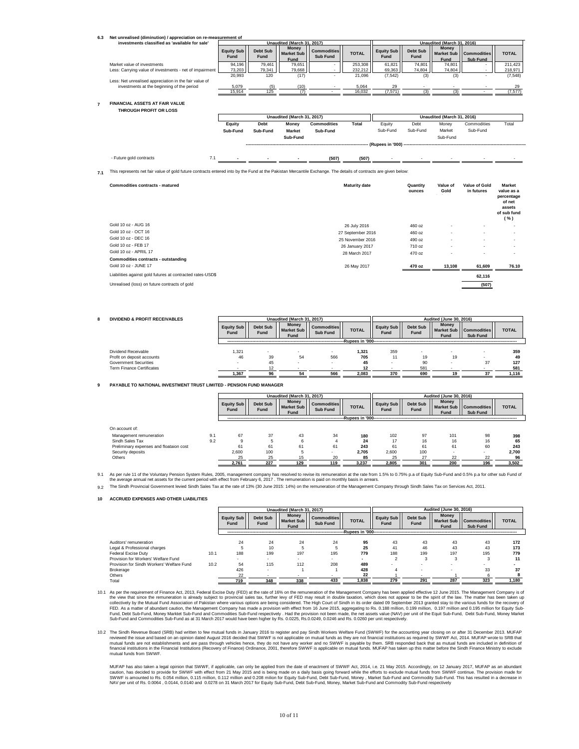**6.3 Net unrealised (diminution) / appreciation on re-measurement of investments classified as 'available for sale'**

| | Unaudited (March 31, 2017) | | | | | Unaudited (March 31, 2016) | | | | |
|---|---|---|---|---|---|---|---|---|---|---|
| | Equity Sub Fund | Debt Sub Fund | Money Market Sub Fund | Commodities Sub Fund | TOTAL | Equity Sub Fund | Debt Sub Fund | Money Market Sub Fund | Commodities Sub Fund | TOTAL |
| Market value of investments | 94,196 | 79,461 | 79,651 | - | 253,308 | 61,821 | 74,801 | 74,801 | - | 211,423 |
| Less: Carrying value of investments - net of impairment | 73,203 | 79,341 | 79,668 | - | 232,212 | 69,363 | 74,804 | 74,804 | - | 218,971 |
| | 20,993 | 120 | (17) | - | 21,096 | (7,542) | (3) | (3) | - | (7,548) |
| Less: Net unrealised appreciation in the fair value of investments at the beginning of the period | 5,079 | (5) | (10) | - | 5,064 | 29 | - | - | - | 29 |
| | 15,914 | 125 | (7) | - | 16,032 | (7,571) | (3) | (3) | - | (7,577) |

**7 FINANCIAL ASSETS AT FAIR VALUE THROUGH PROFIT OR LOSS**

| | | Unaudited (March 31, 2017) | | | | | Unaudited (March 31, 2016) | | | | |
|---|---|---|---|---|---|---|---|---|---|---|---|
| | | Equity Sub-Fund | Debt Sub-Fund | Money Market Sub-Fund | Commodities Sub-Fund | Total | Equity Sub-Fund | Debt Sub-Fund | Money Market Sub-Fund | Commodities Sub-Fund | Total |
| | | (Rupees in '000) | | | | | | | | | |
| - Future gold contracts | 7.1 | - | - | - | (507) | (507) | - | - | - | - | - |

7.1 This represents net fair value of gold future contracts entered into by the Fund at the Pakistan Mercantile Exchange. The details of contracts are given below:

| Commodities contracts - matured | Maturity date | Quantity ounces | Value of Gold | Value of Gold in futures | Market value as a percentage of net assets of sub fund (%) |
|---|---|---|---|---|---|
| Gold 10 oz - AUG 16 | 26 July 2016 | 460 oz | - | - | - |
| Gold 10 oz - OCT 16 | 27 September 2016 | 460 oz | - | - | - |
| Gold 10 oz - DEC 16 | 25 November 2016 | 490 oz | - | - | - |
| Gold 10 oz - FEB 17 | 26 January 2017 | 710 oz | - | - | - |
| Gold 10 oz - APRIL 17 | 28 March 2017 | 470 oz | - | - | - |
| **Commodities contracts - outstanding** | | | | | |
| Gold 10 oz - JUNE 17 | 26 May 2017 | 470 oz | 13,108 | 61,609 | 76.10 |
| Liabilities against gold futures at contracted rates-USD$ | | | | 62,116 | |
| Unrealised (loss) on future contracts of gold | | | | (507) | |

**8 DIVIDEND & PROFIT RECEIVABLES**

| | Unaudited (March 31, 2017) | | | | | Audited (June 30, 2016) | | | | |
|---|---|---|---|---|---|---|---|---|---|---|
| | Equity Sub Fund | Debt Sub Fund | Money Market Sub Fund | Commodities Sub Fund | TOTAL | Equity Sub Fund | Debt Sub Fund | Money Market Sub Fund | Commodities Sub Fund | TOTAL |
| | Rupees in '000 | | | | | | | | | |
| Dividend Receivable | 1,321 | - | - | - | 1,321 | 359 | - | - | - | 359 |
| Profit on deposit accounts | 46 | 39 | 54 | 566 | 705 | 11 | 19 | 19 | - | 49 |
| Government Securities | - | 45 | - | - | 45 | - | 90 | - | 37 | 127 |
| Term Finance Certificates | - | 12 | - | - | 12 | - | 581 | - | - | 581 |
| | 1,367 | 96 | 54 | 566 | 2,083 | 370 | 690 | 19 | 37 | 1,116 |

**9 PAYABLE TO NATIONAL INVESTMENT TRUST LIMITED - PENSION FUND MANAGER**

| | | Unaudited (March 31, 2017) | | | | | Audited (June 30, 2016) | | | | |
|---|---|---|---|---|---|---|---|---|---|---|---|
| | | Equity Sub Fund | Debt Sub Fund | Money Market Sub Fund | Commodities Sub Fund | TOTAL | Equity Sub Fund | Debt Sub Fund | Money Market Sub Fund | Commodities Sub Fund | TOTAL |
| | | Rupees in '000 | | | | | | | | | |
| On account of: | | | | | | | | | | | |
| Management remuneration | 9.1 | 67 | 37 | 43 | 34 | 180 | 102 | 97 | 101 | 98 | 398 |
| Sindh Sales Tax | 9.2 | 9 | 5 | 6 | 4 | 24 | 17 | 16 | 16 | 16 | 65 |
| Preliminary expenses and floataion cost | | 61 | 61 | 61 | 61 | 243 | 61 | 61 | 61 | 60 | 243 |
| Security deposits | | 2,600 | 100 | 5 | - | 2,705 | 2,600 | 100 | - | - | 2,700 |
| Others | | 25 | 25 | 15 | 20 | 85 | 25 | 27 | 22 | 22 | 96 |
| | | 2,761 | 227 | 129 | 119 | 3,237 | 2,805 | 301 | 200 | 196 | 3,502 |

9.1 As per rule 11 of the Voluntary Pension System Rules, 2005, management company has resolved to revise its remuneration at the rate from 1.5% to 0.75% p.a of Equity Sub-Fund and 0.5% p.a for other sub Fund of the average annual net assets for the current period with effect from February 6, 2017 . The remuneration is paid on monthly basis in arrears.

9.2 The Sindh Provincial Government levied Sindh Sales Tax at the rate of 13% (30 June 2015: 14%) on the remuneration of the Management Company through Sindh Sales Tax on Services Act, 2011.

**10 ACCRUED EXPENSES AND OTHER LIABILITIES**

| | | Unaudited (March 31, 2017) | | | | | Audited (June 30, 2016) | | | | |
|---|---|---|---|---|---|---|---|---|---|---|---|
| | | Equity Sub Fund | Debt Sub Fund | Money Market Sub Fund | Commodities Sub Fund | TOTAL | Equity Sub Fund | Debt Sub Fund | Money Market Sub Fund | Commodities Sub Fund | TOTAL |
| | | Rupees in '000 | | | | | | | | | |
| Auditors' remuneration | | 24 | 24 | 24 | 24 | 95 | 43 | 43 | 43 | 43 | 172 |
| Legal & Professional charges | | 5 | 10 | 5 | 5 | 25 | 41 | 46 | 43 | 43 | 173 |
| Federal Excise Duty | 10.1 | 188 | 199 | 197 | 195 | 779 | 188 | 199 | 197 | 195 | 779 |
| Provision for Workers' Welfare Fund | | - | - | - | - | - | 2 | 3 | 3 | 3 | 11 |
| Provision for Sindh Workers' Welfare Fund | 10.2 | 54 | 115 | 112 | 208 | 489 | - | - | - | - | - |
| Brokerage | | 426 | - | 1 | 1 | 428 | 4 | - | - | 33 | 37 |
| Others | | 22 | - | - | - | 22 | 1 | - | 1 | 6 | 8 |
| Total | | 719 | 348 | 338 | 433 | 1,838 | 279 | 291 | 287 | 323 | 1,180 |

10.1 As per the requirement of Finance Act, 2013, Federal Excise Duty (FED) at the rate of 16% on the remuneration of the Management Company has been applied effective 12 June 2015. The Management Company is of the view that since the remuneration is already subject to provincial sales tax, further levy of FED may result in double taxation, which does not appear to be the spirit of the law. The matter has been taken up collectively by the Mutual Fund Association of Pakistan where various options are being considered. The High Court of Sindh in its order dated 09 September 2013 granted stay to the various funds for the recovery of FED. As a matter of abundant caution, the Management Company has made a provision with effect from 16 June 2015, aggregating to Rs. 0.188 million, 0.199 million, 0.197 million and 0.195 million for Equity Sub-Fund, Debt Sub-Fund, Money Marktet Sub-Fund and Commodities Sub-Fund respectively . Had the provision not been made, the net assets value (NAV) per unit of the Equit Sub-Fund, Debt Sub-Fund, Money Market Sub-Fund and Commodities Sub-Fund as at 31 March 2017 would have been higher by Rs. 0.0225, Rs.0.0249, 0.0246 and Rs. 0.0260 per unit respectively.

10.2 The Sindh Revenue Board (SRB) had written to few mutual funds in January 2016 to register and pay Sindh Workers Welfare Fund (SWWF) for the accounting year closing on or after 31 December 2013. MUFAP reviewed the issue and based on an opinion dated August 2016 decided that SWWF is not applicable on mutual funds as they are not financial institutions as required by SWWF Act, 2014. MUFAP wrote to SRB that mutual funds are not establishments and are pass through vehicles hence, they do not have any worker and no SWWF is payable by them. SRB responded back that as mutual funds are included in definition of financial institutions in the Financial Institutions (Recovery of Finance) Ordinance, 2001, therefore SWWF is applicable on mutual funds. MUFAP has taken up this matter before the Sindh Finance Ministry to exclude mutual funds from SWWF.

MUFAP has also taken a legal opinion that SWWF, if applicable, can only be applied from the date of enactment of SWWF Act, 2014, i.e. 21 May 2015. Accordingly, on 12 January 2017, MUFAP as an abundant caution, has decided to provide for SWWF with effect from 21 May 2015 and is being made on a daily basis going forward while the efforts to exclude mutual funds from SWWF continue. The provision made for SWWF is amounted to Rs. 0.054 million, 0.115 million, 0.112 million and 0.208 million for Equity Sub-Fund, Debt Sub-Fund, Money , Market Sub-Fund and Commodity Sub-Fund. This has resulted in a decrease in NAV per unit of Rs. 0.0064 , 0.0144, 0.0140 and 0.0278 on 31 March 2017 for Equity Sub-Fund, Debt Sub-Fund, Money, Market Sub-Fund and Commodity Sub-Fund respectively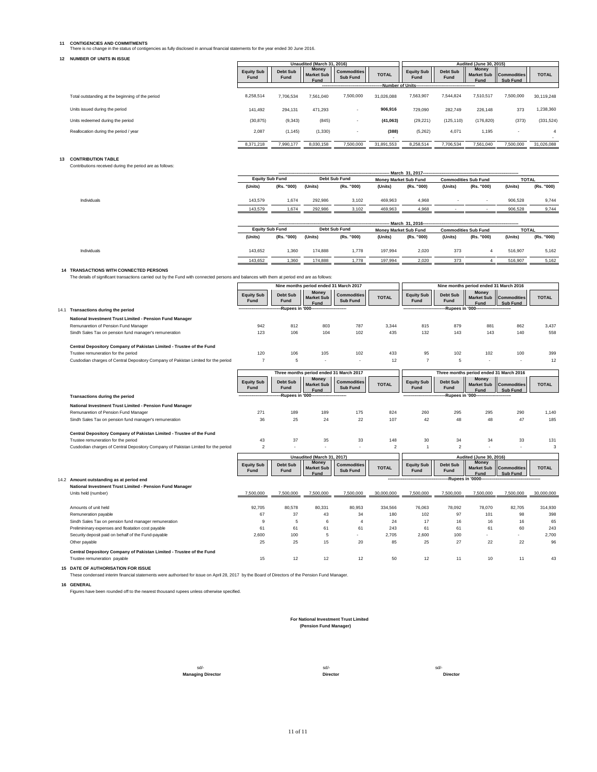**11 CONTIGENCIES AND COMMITMENTS**

There is no change in the status of contigencies as fully disclosed in annual financial statements for the year ended 30 June 2016.

**12 NUMBER OF UNITS IN ISSUE**

| | Unaudited (March 31, 2016) | | | | | Audited (June 30, 2015) | | | | |
|---|---|---|---|---|---|---|---|---|---|---|
| | Equity Sub Fund | Debt Sub Fund | Money Market Sub Fund | Commodities Sub Fund | TOTAL | Equity Sub Fund | Debt Sub Fund | Money Market Sub Fund | Commodities Sub Fund | TOTAL |
| | Number of Units | | | | | | | | | |
| Total outstanding at the beginning of the period | 8,258,514 | 7,706,534 | 7,561,040 | 7,500,000 | 31,026,088 | 7,563,907 | 7,544,824 | 7,510,517 | 7,500,000 | 30,119,248 |
| Units issued during the period | 141,492 | 294,131 | 471,293 | - | 906,916 | 729,090 | 282,749 | 226,148 | 373 | 1,238,360 |
| Units redeemed during the period | (30,875) | (9,343) | (845) | - | (41,063) | (29,221) | (125,110) | (176,820) | (373) | (331,524) |
| Reallocation during the period / year | 2,087 | (1,145) | (1,330) | - | (388) | (5,262) | 4,071 | 1,195 | - | 4 |
| | 8,371,218 | 7,990,177 | 8,030,158 | 7,500,000 | 31,891,553 | 8,258,514 | 7,706,534 | 7,561,040 | 7,500,000 | 31,026,088 |

**13 CONTRIBUTION TABLE**

Contributions received during the period are as follows:

| | March 31, 2017 | | | | | | | | | |
|---|---|---|---|---|---|---|---|---|---|---|
| | Equity Sub Fund | | Debt Sub Fund | | Money Market Sub Fund | | Commodities Sub Fund | | TOTAL | |
| | (Units) | (Rs. "000) | (Units) | (Rs. "000) | (Units) | (Rs. "000) | (Units) | (Rs. "000) | (Units) | (Rs. "000) |
| Individuals | 143,579 | 1,674 | 292,986 | 3,102 | 469,963 | 4,968 | - | - | 906,528 | 9,744 |
| | 143,579 | 1,674 | 292,986 | 3,102 | 469,963 | 4,968 | - | - | 906,528 | 9,744 |

| | March 31, 2016 | | | | | | | | | |
|---|---|---|---|---|---|---|---|---|---|---|
| | Equity Sub Fund | | Debt Sub Fund | | Money Market Sub Fund | | Commodities Sub Fund | | TOTAL | |
| | (Units) | (Rs. "000) | (Units) | (Rs. "000) | (Units) | (Rs. "000) | (Units) | (Rs. "000) | (Units) | (Rs. "000) |
| Individuals | 143,652 | 1,360 | 174,888 | 1,778 | 197,994 | 2,020 | 373 | 4 | 516,907 | 5,162 |
| | 143,652 | 1,360 | 174,888 | 1,778 | 197,994 | 2,020 | 373 | 4 | 516,907 | 5,162 |

**14 TRANSACTIONS WITH CONNECTED PERSONS**

The details of significant transactions carried out by the Fund with connected persons and balances with them at period end are as follows:

| | Nine months period ended 31 March 2017 | | | | | Nine months period ended 31 March 2016 | | | | |
|---|---|---|---|---|---|---|---|---|---|---|
| | Equity Sub Fund | Debt Sub Fund | Money Market Sub Fund | Commodities Sub Fund | TOTAL | Equity Sub Fund | Debt Sub Fund | Money Market Sub Fund | Commodities Sub Fund | TOTAL |
| **14.1 Transactions during the period** | Rupees in '000 | | | | | Rupees in '000 | | | | |
| **National Investment Trust Limited - Pension Fund Manager** | | | | | | | | | | |
| Remunaretion of Pension Fund Manager | 942 | 812 | 803 | 787 | 3,344 | 815 | 879 | 881 | 862 | 3,437 |
| Sindh Sales Tax on pension fund manager's remuneration | 123 | 106 | 104 | 102 | 435 | 132 | 143 | 143 | 140 | 558 |
| **Central Depository Company of Pakistan Limited - Trustee of the Fund** | | | | | | | | | | |
| Trustee remuneration for the period | 120 | 106 | 105 | 102 | 433 | 95 | 102 | 102 | 100 | 399 |
| Cusdodian charges of Central Depository Company of Pakistan Limited for the period | 7 | 5 | - | - | 12 | 7 | 5 | - | - | 12 |

| | Three months period ended 31 March 2017 | | | | | Three months period ended 31 March 2016 | | | | |
|---|---|---|---|---|---|---|---|---|---|---|
| | Equity Sub Fund | Debt Sub Fund | Money Market Sub Fund | Commodities Sub Fund | TOTAL | Equity Sub Fund | Debt Sub Fund | Money Market Sub Fund | Commodities Sub Fund | TOTAL |
| **Transactions during the period** | Rupees in '000 | | | | | Rupees in '000 | | | | |
| **National Investment Trust Limited - Pension Fund Manager** | | | | | | | | | | |
| Remunaretion of Pension Fund Manager | 271 | 189 | 189 | 175 | 824 | 260 | 295 | 295 | 290 | 1,140 |
| Sindh Sales Tax on pension fund manager's remuneration | 36 | 25 | 24 | 22 | 107 | 42 | 48 | 48 | 47 | 185 |
| **Central Depository Company of Pakistan Limited - Trustee of the Fund** | | | | | | | | | | |
| Trustee remuneration for the period | 43 | 37 | 35 | 33 | 148 | 30 | 34 | 34 | 33 | 131 |
| Cusdodian charges of Central Depository Company of Pakistan Limited for the period | 2 | - | - | - | 2 | 1 | 2 | - | - | 3 |

| | Unaudited (March 31, 2017) | | | | | Audited (June 30, 2016) | | | | |
|---|---|---|---|---|---|---|---|---|---|---|
| | Equity Sub Fund | Debt Sub Fund | Money Market Sub Fund | Commodities Sub Fund | TOTAL | Equity Sub Fund | Debt Sub Fund | Money Market Sub Fund | Commodities Sub Fund | TOTAL |
| **14.2 Amount outstanding as at period end** | | | | | | Rupees in '0000 | | | | |
| **National Investment Trust Limited - Pension Fund Manager** | | | | | | | | | | |
| Units held (number) | 7,500,000 | 7,500,000 | 7,500,000 | 7,500,000 | 30,000,000 | 7,500,000 | 7,500,000 | 7,500,000 | 7,500,000 | 30,000,000 |
| Amounts of unit held | 92,705 | 80,578 | 80,331 | 80,953 | 334,566 | 76,063 | 78,092 | 78,070 | 82,705 | 314,930 |
| Remuneration payable | 67 | 37 | 43 | 34 | 180 | 102 | 97 | 101 | 98 | 398 |
| Sindh Sales Tax on pension fund manager remuneration | 9 | 5 | 6 | 4 | 24 | 17 | 16 | 16 | 16 | 65 |
| Prelimininary expenses and floatation cost payable | 61 | 61 | 61 | 61 | 243 | 61 | 61 | 61 | 60 | 243 |
| Security deposit paid on behalf of the Fund-payable | 2,600 | 100 | 5 | - | 2,705 | 2,600 | 100 | - | - | 2,700 |
| Other payable | 25 | 25 | 15 | 20 | 85 | 25 | 27 | 22 | 22 | 96 |
| **Central Depository Company of Pakistan Limited - Trustee of the Fund** | | | | | | | | | | |
| Trustee remuneration payable | 15 | 12 | 12 | 12 | 50 | 12 | 11 | 10 | 11 | 43 |

**15 DATE OF AUTHORISATION FOR ISSUE**

These condensed interim financial statements were authorised for issue on April 28, 2017 by the Board of Directors of the Pension Fund Manager.

**16 GENERAL**

Figures have been rounded off to the nearest thousand rupees unless otherwise specified.

**For National Investment Trust Limited**
**(Pension Fund Manager)**

| sd/- | sd/- | sd/- |
|---|---|---|
| **Managing Director** | **Director** | **Director** |